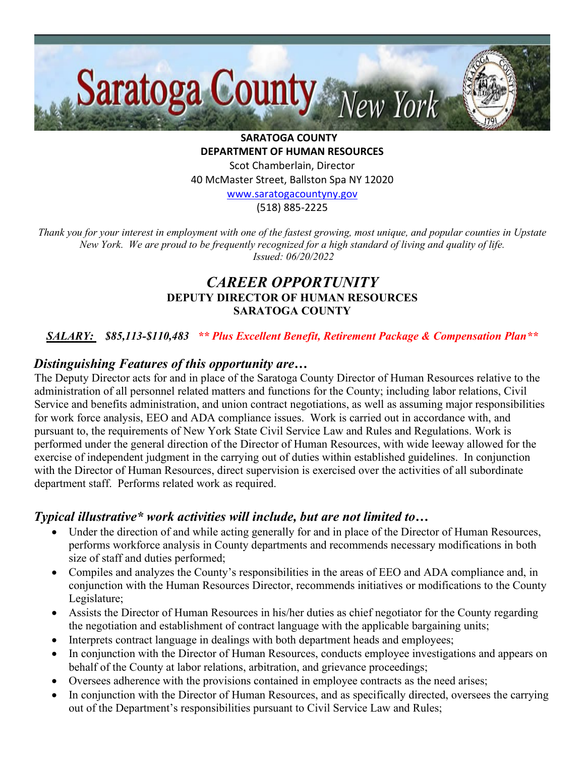**SARATOGA COUNTY**
**DEPARTMENT OF HUMAN RESOURCES**
Scot Chamberlain, Director
40 McMaster Street, Ballston Spa NY 12020
[www.saratogacountyny.gov](http://www.saratogacountyny.gov)
(518) 885-2225

*Thank you for your interest in employment with one of the fastest growing, most unique, and popular counties in Upstate New York. We are proud to be frequently recognized for a high standard of living and quality of life.*
*Issued: 06/20/2022*

# *CAREER OPPORTUNITY*
## DEPUTY DIRECTOR OF HUMAN RESOURCES
## SARATOGA COUNTY

***SALARY:* *$85,113-$110,483*** ***** Plus Excellent Benefit, Retirement Package & Compensation Plan****

### *Distinguishing Features of this opportunity are…*

The Deputy Director acts for and in place of the Saratoga County Director of Human Resources relative to the administration of all personnel related matters and functions for the County; including labor relations, Civil Service and benefits administration, and union contract negotiations, as well as assuming major responsibilities for work force analysis, EEO and ADA compliance issues. Work is carried out in accordance with, and pursuant to, the requirements of New York State Civil Service Law and Rules and Regulations. Work is performed under the general direction of the Director of Human Resources, with wide leeway allowed for the exercise of independent judgment in the carrying out of duties within established guidelines. In conjunction with the Director of Human Resources, direct supervision is exercised over the activities of all subordinate department staff. Performs related work as required.

### *Typical illustrative* work activities will include, but are not limited to…*

- Under the direction of and while acting generally for and in place of the Director of Human Resources, performs workforce analysis in County departments and recommends necessary modifications in both size of staff and duties performed;
- Compiles and analyzes the County's responsibilities in the areas of EEO and ADA compliance and, in conjunction with the Human Resources Director, recommends initiatives or modifications to the County Legislature;
- Assists the Director of Human Resources in his/her duties as chief negotiator for the County regarding the negotiation and establishment of contract language with the applicable bargaining units;
- Interprets contract language in dealings with both department heads and employees;
- In conjunction with the Director of Human Resources, conducts employee investigations and appears on behalf of the County at labor relations, arbitration, and grievance proceedings;
- Oversees adherence with the provisions contained in employee contracts as the need arises;
- In conjunction with the Director of Human Resources, and as specifically directed, oversees the carrying out of the Department's responsibilities pursuant to Civil Service Law and Rules;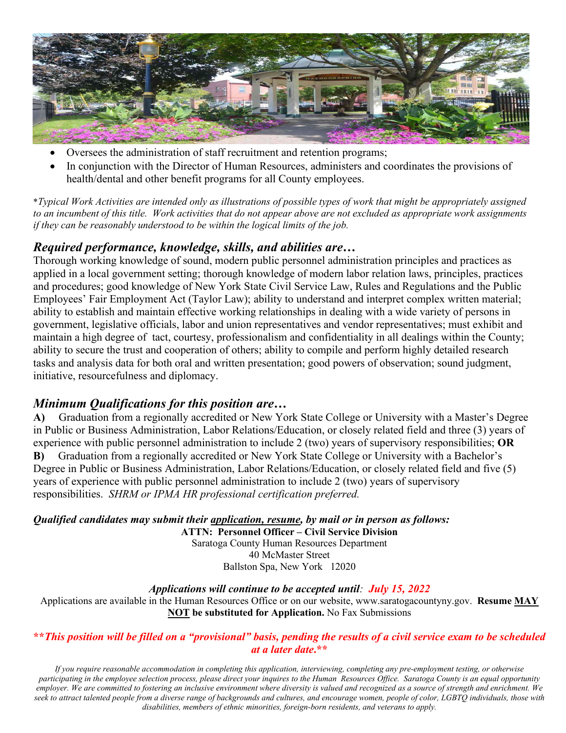- Oversees the administration of staff recruitment and retention programs;
- In conjunction with the Director of Human Resources, administers and coordinates the provisions of health/dental and other benefit programs for all County employees.

**Typical Work Activities are intended only as illustrations of possible types of work that might be appropriately assigned to an incumbent of this title. Work activities that do not appear above are not excluded as appropriate work assignments if they can be reasonably understood to be within the logical limits of the job.*

## *Required performance, knowledge, skills, and abilities are…*

Thorough working knowledge of sound, modern public personnel administration principles and practices as applied in a local government setting; thorough knowledge of modern labor relation laws, principles, practices and procedures; good knowledge of New York State Civil Service Law, Rules and Regulations and the Public Employees' Fair Employment Act (Taylor Law); ability to understand and interpret complex written material; ability to establish and maintain effective working relationships in dealing with a wide variety of persons in government, legislative officials, labor and union representatives and vendor representatives; must exhibit and maintain a high degree of tact, courtesy, professionalism and confidentiality in all dealings within the County; ability to secure the trust and cooperation of others; ability to compile and perform highly detailed research tasks and analysis data for both oral and written presentation; good powers of observation; sound judgment, initiative, resourcefulness and diplomacy.

## *Minimum Qualifications for this position are…*

**A)** Graduation from a regionally accredited or New York State College or University with a Master's Degree in Public or Business Administration, Labor Relations/Education, or closely related field and three (3) years of experience with public personnel administration to include 2 (two) years of supervisory responsibilities; **OR**

**B)** Graduation from a regionally accredited or New York State College or University with a Bachelor's Degree in Public or Business Administration, Labor Relations/Education, or closely related field and five (5) years of experience with public personnel administration to include 2 (two) years of supervisory responsibilities. *SHRM or IPMA HR professional certification preferred.*

***Qualified candidates may submit their application, resume, by mail or in person as follows:***

**ATTN: Personnel Officer – Civil Service Division**
Saratoga County Human Resources Department
40 McMaster Street
Ballston Spa, New York 12020

***Applications will continue to be accepted until: July 15, 2022***

Applications are available in the Human Resources Office or on our website, www.saratogacountyny.gov. **Resume MAY NOT be substituted for Application.** No Fax Submissions

***\*\*This position will be filled on a "provisional" basis, pending the results of a civil service exam to be scheduled at a later date.\*\****

*If you require reasonable accommodation in completing this application, interviewing, completing any pre-employment testing, or otherwise participating in the employee selection process, please direct your inquires to the Human Resources Office. Saratoga County is an equal opportunity employer. We are committed to fostering an inclusive environment where diversity is valued and recognized as a source of strength and enrichment. We seek to attract talented people from a diverse range of backgrounds and cultures, and encourage women, people of color, LGBTQ individuals, those with disabilities, members of ethnic minorities, foreign-born residents, and veterans to apply.*